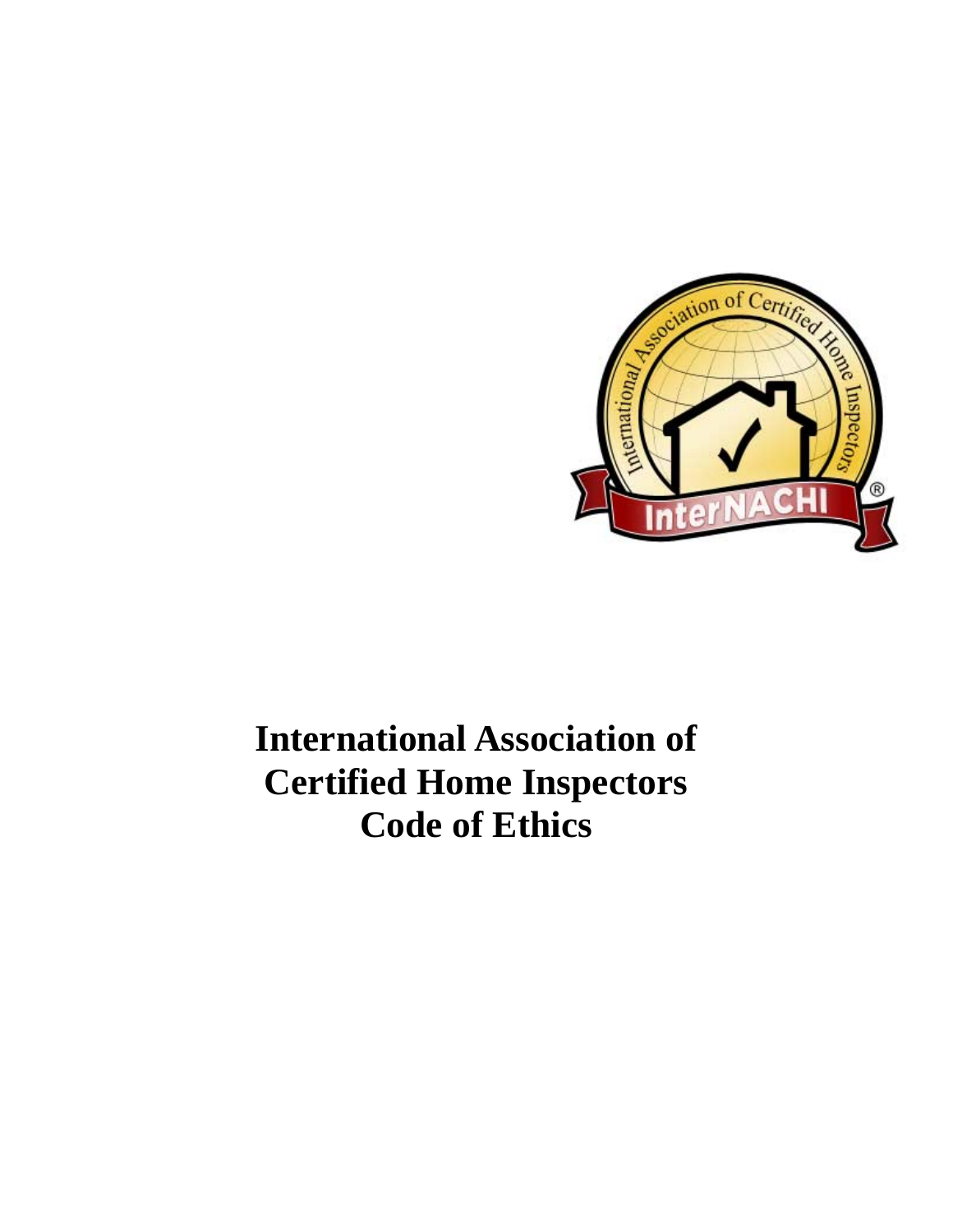# International Association of Certified Home Inspectors Code of Ethics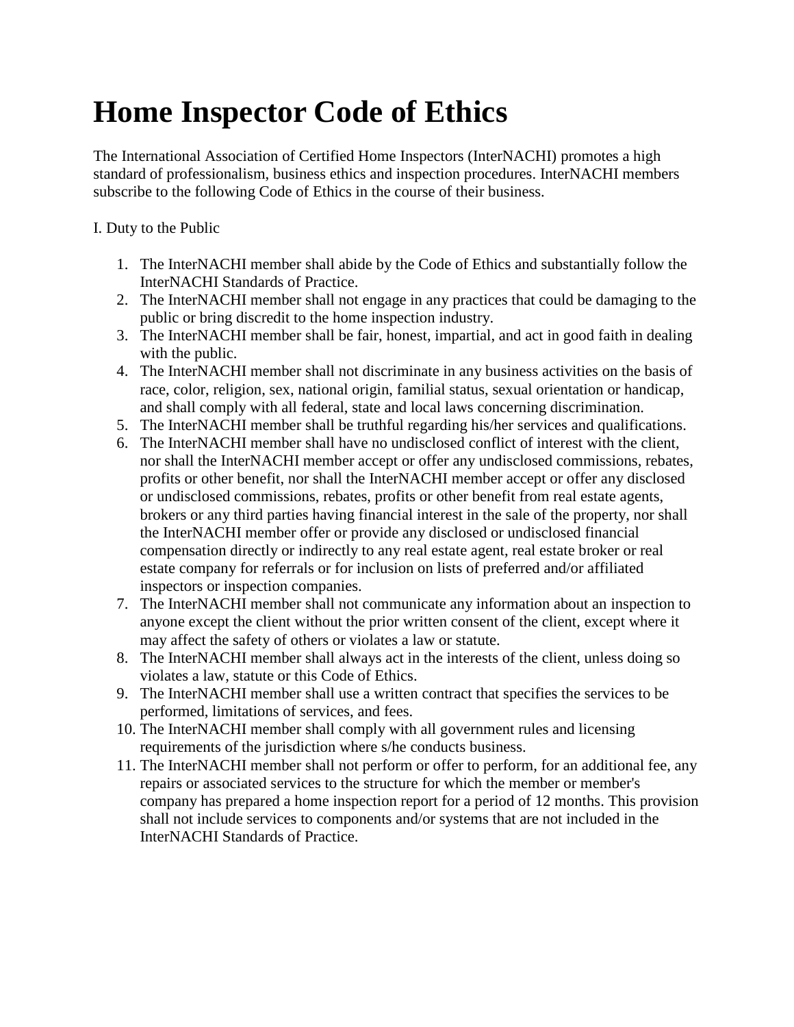# Home Inspector Code of Ethics

The International Association of Certified Home Inspectors (InterNACHI) promotes a high standard of professionalism, business ethics and inspection procedures. InterNACHI members subscribe to the following Code of Ethics in the course of their business.

I. Duty to the Public

1. The InterNACHI member shall abide by the Code of Ethics and substantially follow the InterNACHI Standards of Practice.
2. The InterNACHI member shall not engage in any practices that could be damaging to the public or bring discredit to the home inspection industry.
3. The InterNACHI member shall be fair, honest, impartial, and act in good faith in dealing with the public.
4. The InterNACHI member shall not discriminate in any business activities on the basis of race, color, religion, sex, national origin, familial status, sexual orientation or handicap, and shall comply with all federal, state and local laws concerning discrimination.
5. The InterNACHI member shall be truthful regarding his/her services and qualifications.
6. The InterNACHI member shall have no undisclosed conflict of interest with the client, nor shall the InterNACHI member accept or offer any undisclosed commissions, rebates, profits or other benefit, nor shall the InterNACHI member accept or offer any disclosed or undisclosed commissions, rebates, profits or other benefit from real estate agents, brokers or any third parties having financial interest in the sale of the property, nor shall the InterNACHI member offer or provide any disclosed or undisclosed financial compensation directly or indirectly to any real estate agent, real estate broker or real estate company for referrals or for inclusion on lists of preferred and/or affiliated inspectors or inspection companies.
7. The InterNACHI member shall not communicate any information about an inspection to anyone except the client without the prior written consent of the client, except where it may affect the safety of others or violates a law or statute.
8. The InterNACHI member shall always act in the interests of the client, unless doing so violates a law, statute or this Code of Ethics.
9. The InterNACHI member shall use a written contract that specifies the services to be performed, limitations of services, and fees.
10. The InterNACHI member shall comply with all government rules and licensing requirements of the jurisdiction where s/he conducts business.
11. The InterNACHI member shall not perform or offer to perform, for an additional fee, any repairs or associated services to the structure for which the member or member's company has prepared a home inspection report for a period of 12 months. This provision shall not include services to components and/or systems that are not included in the InterNACHI Standards of Practice.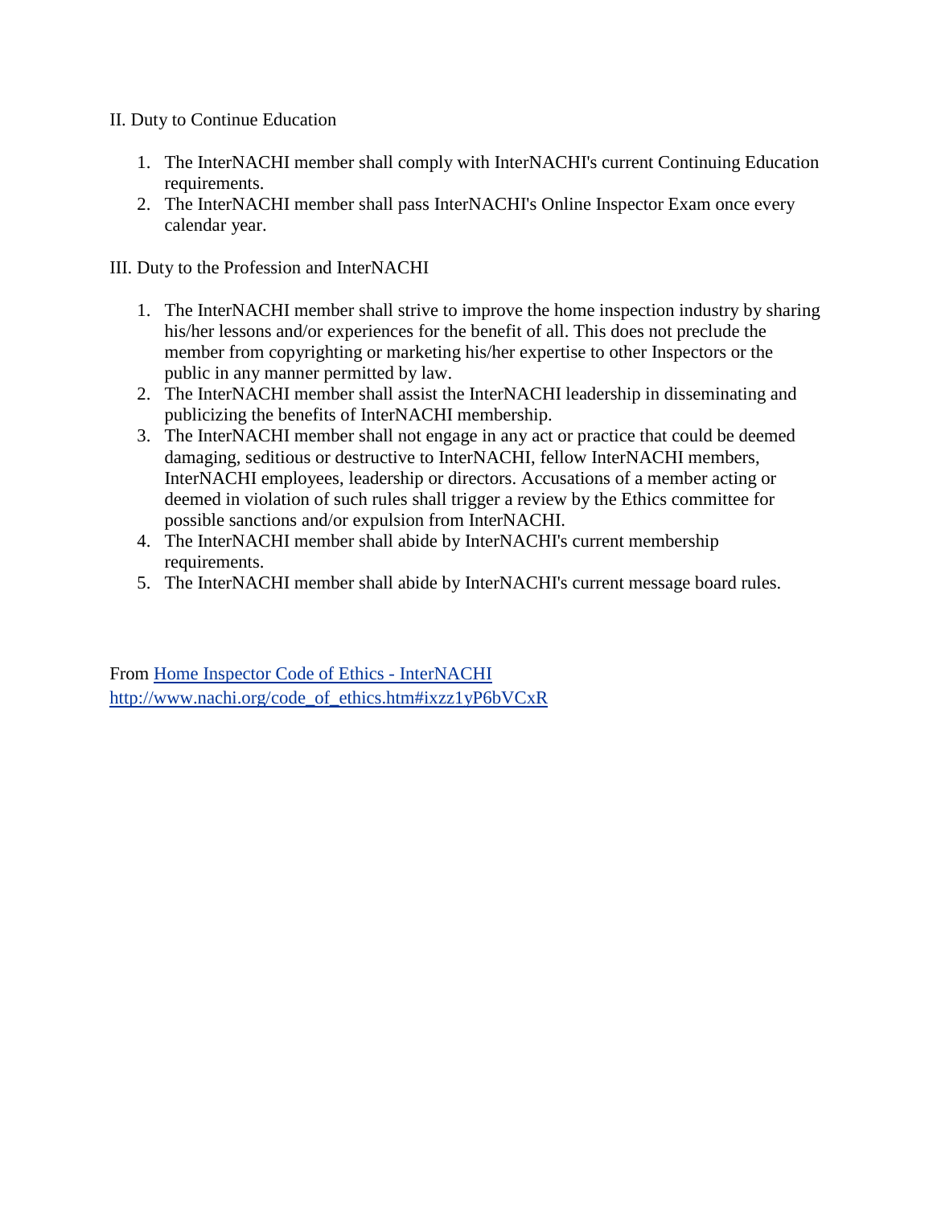II. Duty to Continue Education

1. The InterNACHI member shall comply with InterNACHI's current Continuing Education requirements.
2. The InterNACHI member shall pass InterNACHI's Online Inspector Exam once every calendar year.

III. Duty to the Profession and InterNACHI

1. The InterNACHI member shall strive to improve the home inspection industry by sharing his/her lessons and/or experiences for the benefit of all. This does not preclude the member from copyrighting or marketing his/her expertise to other Inspectors or the public in any manner permitted by law.
2. The InterNACHI member shall assist the InterNACHI leadership in disseminating and publicizing the benefits of InterNACHI membership.
3. The InterNACHI member shall not engage in any act or practice that could be deemed damaging, seditious or destructive to InterNACHI, fellow InterNACHI members, InterNACHI employees, leadership or directors. Accusations of a member acting or deemed in violation of such rules shall trigger a review by the Ethics committee for possible sanctions and/or expulsion from InterNACHI.
4. The InterNACHI member shall abide by InterNACHI's current membership requirements.
5. The InterNACHI member shall abide by InterNACHI's current message board rules.

From [Home Inspector Code of Ethics - InterNACHI](http://www.nachi.org/code_of_ethics.htm#ixzz1yP6bVCxR)
http://www.nachi.org/code_of_ethics.htm#ixzz1yP6bVCxR